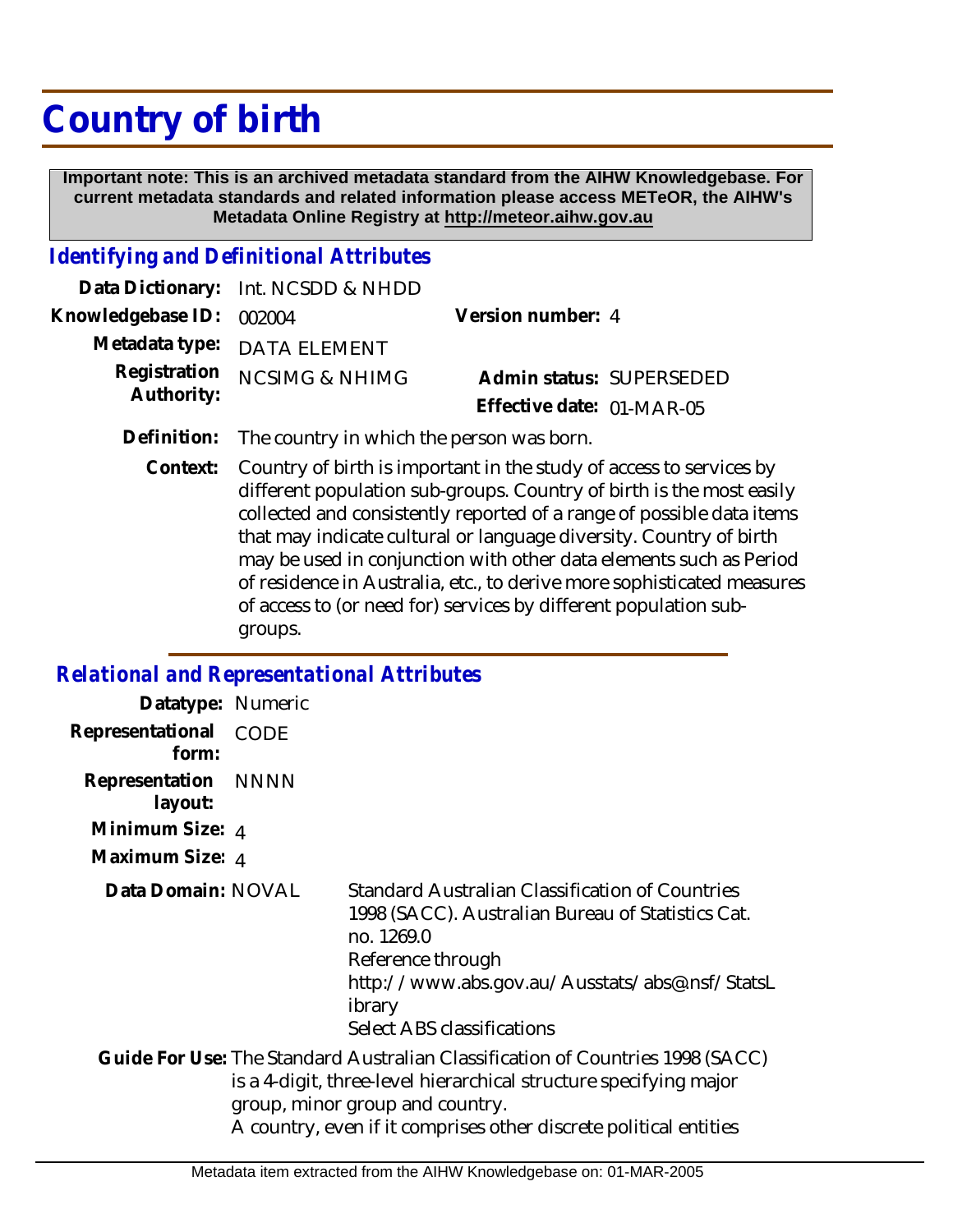# Country of birth

**Important note: This is an archived metadata standard from the AIHW Knowledgebase. For current metadata standards and related information please access METeOR, the AIHW's Metadata Online Registry at http://meteor.aihw.gov.au**

## Identifying and Definitional Attributes

**Data Dictionary:** Int. NCSDD & NHDD

**Knowledgebase ID:** 002004

**Version number:** 4

**Metadata type:** DATA ELEMENT

**Registration Authority:** NCSIMG & NHIMG

**Admin status:** SUPERSEDED

**Effective date:** 01-MAR-05

**Definition:** The country in which the person was born.

**Context:** Country of birth is important in the study of access to services by different population sub-groups. Country of birth is the most easily collected and consistently reported of a range of possible data items that may indicate cultural or language diversity. Country of birth may be used in conjunction with other data elements such as Period of residence in Australia, etc., to derive more sophisticated measures of access to (or need for) services by different population sub-groups.

## Relational and Representational Attributes

**Datatype:** Numeric

**Representational form:** CODE

**Representation layout:** NNNN

**Minimum Size:** 4

**Maximum Size:** 4

**Data Domain:** NOVAL

Standard Australian Classification of Countries 1998 (SACC). Australian Bureau of Statistics Cat. no. 1269.0
Reference through
http://www.abs.gov.au/Ausstats/abs@.nsf/StatsLibrary
Select ABS classifications

**Guide For Use:** The Standard Australian Classification of Countries 1998 (SACC) is a 4-digit, three-level hierarchical structure specifying major group, minor group and country.
A country, even if it comprises other discrete political entities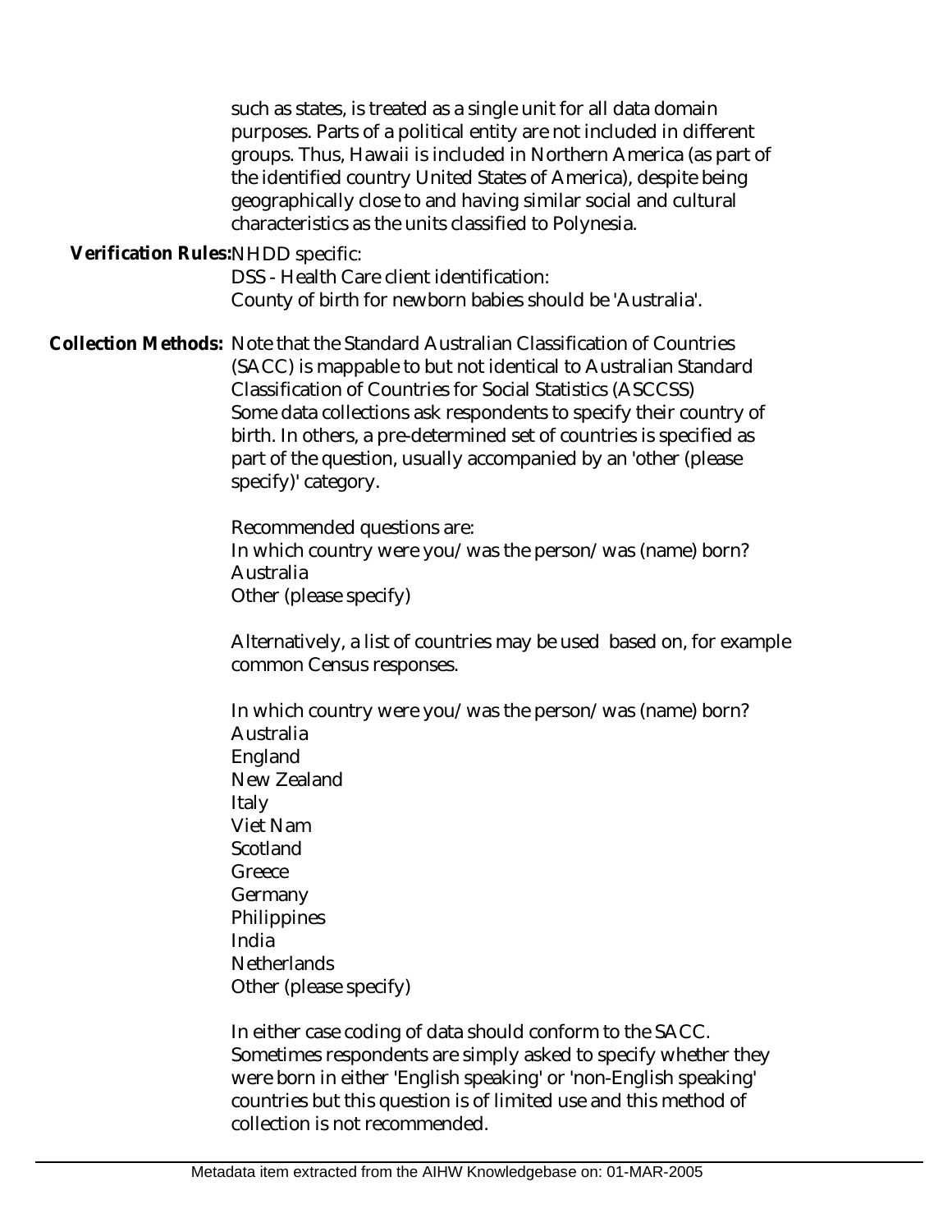such as states, is treated as a single unit for all data domain purposes. Parts of a political entity are not included in different groups. Thus, Hawaii is included in Northern America (as part of the identified country United States of America), despite being geographically close to and having similar social and cultural characteristics as the units classified to Polynesia.

**Verification Rules:** NHDD specific:
DSS - Health Care client identification:
County of birth for newborn babies should be 'Australia'.

**Collection Methods:** Note that the Standard Australian Classification of Countries (SACC) is mappable to but not identical to Australian Standard Classification of Countries for Social Statistics (ASCCSS)
Some data collections ask respondents to specify their country of birth. In others, a pre-determined set of countries is specified as part of the question, usually accompanied by an 'other (please specify)' category.

Recommended questions are:
In which country were you/was the person/was (name) born?
Australia
Other (please specify)

Alternatively, a list of countries may be used based on, for example common Census responses.

In which country were you/was the person/was (name) born?
Australia
England
New Zealand
Italy
Viet Nam
Scotland
Greece
Germany
Philippines
India
Netherlands
Other (please specify)

In either case coding of data should conform to the SACC.
Sometimes respondents are simply asked to specify whether they were born in either 'English speaking' or 'non-English speaking' countries but this question is of limited use and this method of collection is not recommended.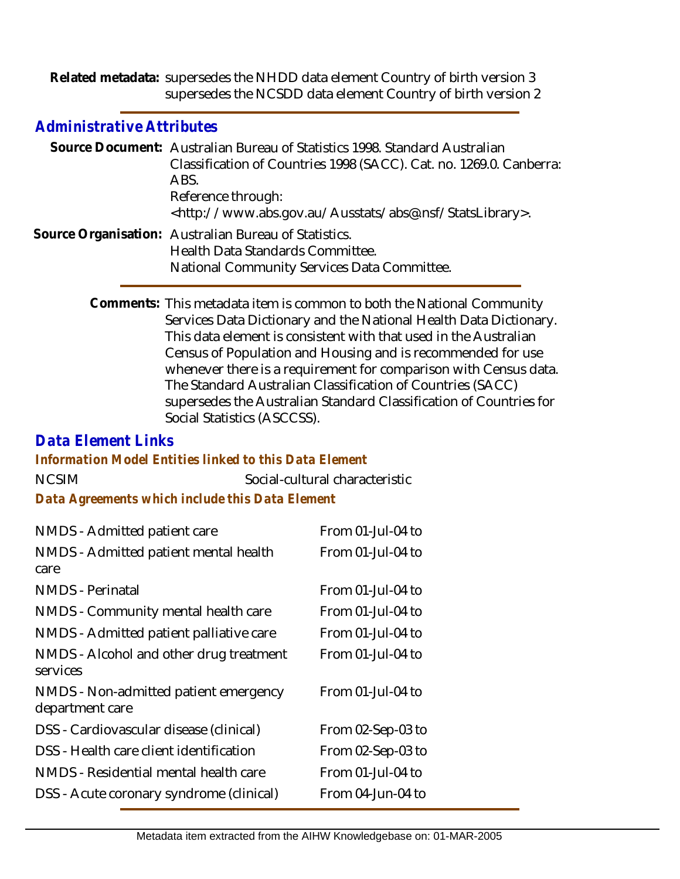**Related metadata:** supersedes the NHDD data element Country of birth version 3
supersedes the NCSDD data element Country of birth version 2

## Administrative Attributes

**Source Document:** Australian Bureau of Statistics 1998. Standard Australian Classification of Countries 1998 (SACC). Cat. no. 1269.0. Canberra: ABS.
Reference through:
<http://www.abs.gov.au/Ausstats/abs@.nsf/StatsLibrary>.

**Source Organisation:** Australian Bureau of Statistics.
Health Data Standards Committee.
National Community Services Data Committee.

**Comments:** This metadata item is common to both the National Community Services Data Dictionary and the National Health Data Dictionary. This data element is consistent with that used in the Australian Census of Population and Housing and is recommended for use whenever there is a requirement for comparison with Census data. The Standard Australian Classification of Countries (SACC) supersedes the Australian Standard Classification of Countries for Social Statistics (ASCCSS).

## Data Element Links

### Information Model Entities linked to this Data Element

| | |
|---|---|
| NCSIM | Social-cultural characteristic |

### Data Agreements which include this Data Element

| | |
|---|---|
| NMDS - Admitted patient care | From 01-Jul-04 to |
| NMDS - Admitted patient mental health care | From 01-Jul-04 to |
| NMDS - Perinatal | From 01-Jul-04 to |
| NMDS - Community mental health care | From 01-Jul-04 to |
| NMDS - Admitted patient palliative care | From 01-Jul-04 to |
| NMDS - Alcohol and other drug treatment services | From 01-Jul-04 to |
| NMDS - Non-admitted patient emergency department care | From 01-Jul-04 to |
| DSS - Cardiovascular disease (clinical) | From 02-Sep-03 to |
| DSS - Health care client identification | From 02-Sep-03 to |
| NMDS - Residential mental health care | From 01-Jul-04 to |
| DSS - Acute coronary syndrome (clinical) | From 04-Jun-04 to |

Metadata item extracted from the AIHW Knowledgebase on: 01-MAR-2005